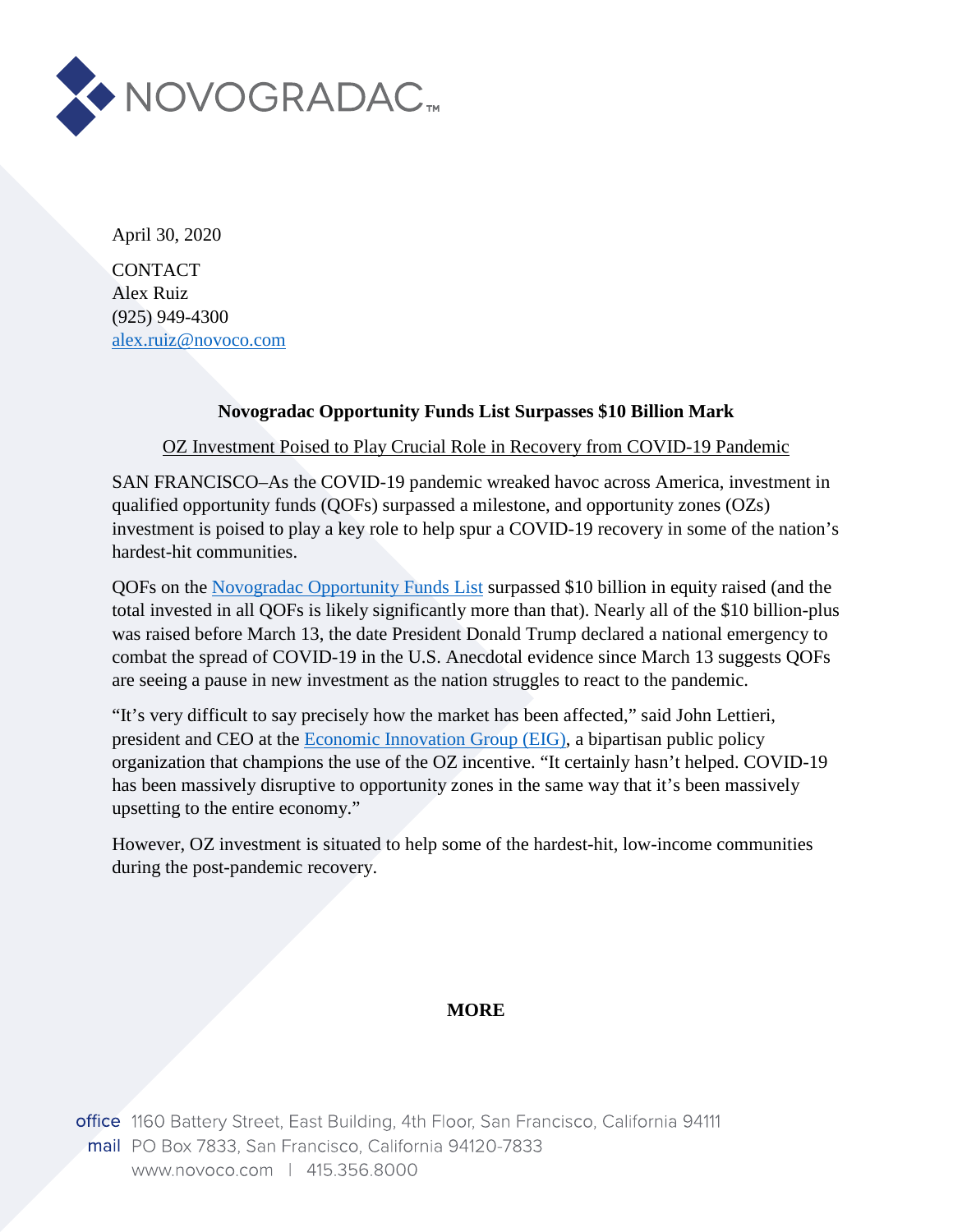April 30, 2020

CONTACT
Alex Ruiz
(925) 949-4300
alex.ruiz@novoco.com

**Novogradac Opportunity Funds List Surpasses $10 Billion Mark**

OZ Investment Poised to Play Crucial Role in Recovery from COVID-19 Pandemic

SAN FRANCISCO–As the COVID-19 pandemic wreaked havoc across America, investment in qualified opportunity funds (QOFs) surpassed a milestone, and opportunity zones (OZs) investment is poised to play a key role to help spur a COVID-19 recovery in some of the nation's hardest-hit communities.

QOFs on the Novogradac Opportunity Funds List surpassed $10 billion in equity raised (and the total invested in all QOFs is likely significantly more than that). Nearly all of the $10 billion-plus was raised before March 13, the date President Donald Trump declared a national emergency to combat the spread of COVID-19 in the U.S. Anecdotal evidence since March 13 suggests QOFs are seeing a pause in new investment as the nation struggles to react to the pandemic.

"It's very difficult to say precisely how the market has been affected," said John Lettieri, president and CEO at the Economic Innovation Group (EIG), a bipartisan public policy organization that champions the use of the OZ incentive. "It certainly hasn't helped. COVID-19 has been massively disruptive to opportunity zones in the same way that it's been massively upsetting to the entire economy."

However, OZ investment is situated to help some of the hardest-hit, low-income communities during the post-pandemic recovery.

**MORE**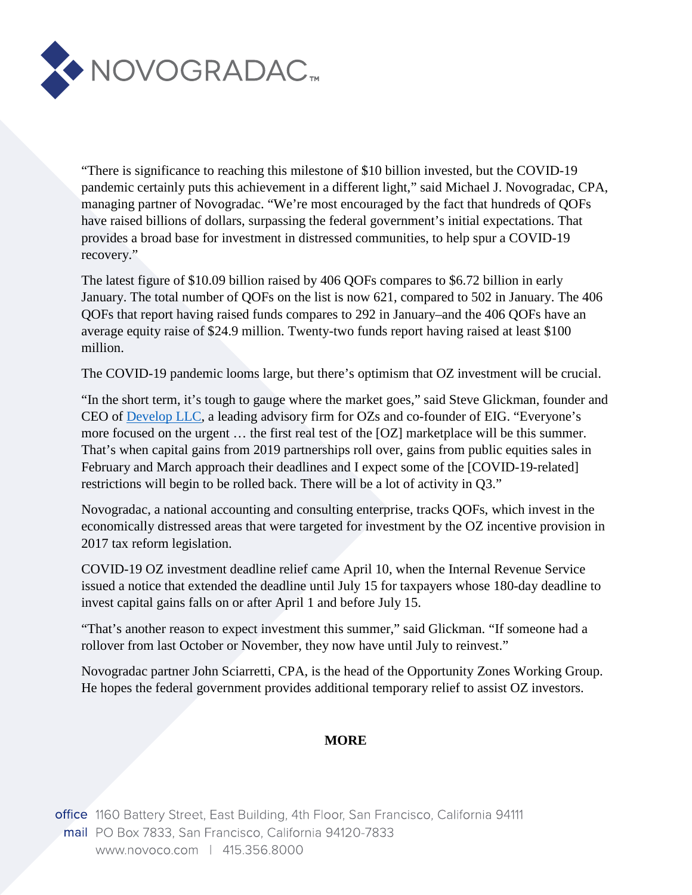"There is significance to reaching this milestone of $10 billion invested, but the COVID-19 pandemic certainly puts this achievement in a different light," said Michael J. Novogradac, CPA, managing partner of Novogradac. "We're most encouraged by the fact that hundreds of QOFs have raised billions of dollars, surpassing the federal government's initial expectations. That provides a broad base for investment in distressed communities, to help spur a COVID-19 recovery."

The latest figure of $10.09 billion raised by 406 QOFs compares to $6.72 billion in early January. The total number of QOFs on the list is now 621, compared to 502 in January. The 406 QOFs that report having raised funds compares to 292 in January–and the 406 QOFs have an average equity raise of $24.9 million. Twenty-two funds report having raised at least $100 million.

The COVID-19 pandemic looms large, but there's optimism that OZ investment will be crucial.

"In the short term, it's tough to gauge where the market goes," said Steve Glickman, founder and CEO of Develop LLC, a leading advisory firm for OZs and co-founder of EIG. "Everyone's more focused on the urgent … the first real test of the [OZ] marketplace will be this summer. That's when capital gains from 2019 partnerships roll over, gains from public equities sales in February and March approach their deadlines and I expect some of the [COVID-19-related] restrictions will begin to be rolled back. There will be a lot of activity in Q3."

Novogradac, a national accounting and consulting enterprise, tracks QOFs, which invest in the economically distressed areas that were targeted for investment by the OZ incentive provision in 2017 tax reform legislation.

COVID-19 OZ investment deadline relief came April 10, when the Internal Revenue Service issued a notice that extended the deadline until July 15 for taxpayers whose 180-day deadline to invest capital gains falls on or after April 1 and before July 15.

"That's another reason to expect investment this summer," said Glickman. "If someone had a rollover from last October or November, they now have until July to reinvest."

Novogradac partner John Sciarretti, CPA, is the head of the Opportunity Zones Working Group. He hopes the federal government provides additional temporary relief to assist OZ investors.

**MORE**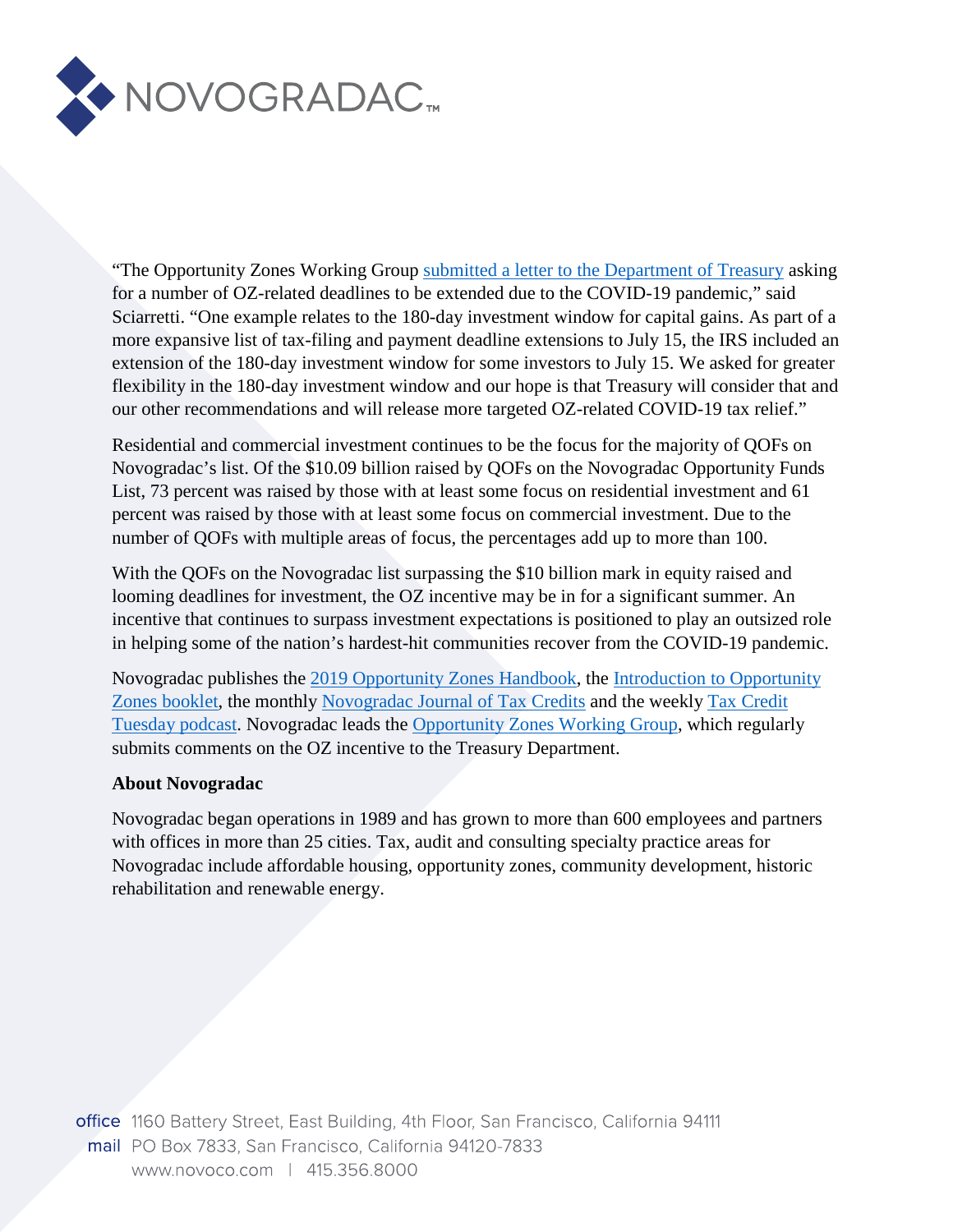"The Opportunity Zones Working Group submitted a letter to the Department of Treasury asking for a number of OZ-related deadlines to be extended due to the COVID-19 pandemic," said Sciarretti. "One example relates to the 180-day investment window for capital gains. As part of a more expansive list of tax-filing and payment deadline extensions to July 15, the IRS included an extension of the 180-day investment window for some investors to July 15. We asked for greater flexibility in the 180-day investment window and our hope is that Treasury will consider that and our other recommendations and will release more targeted OZ-related COVID-19 tax relief."

Residential and commercial investment continues to be the focus for the majority of QOFs on Novogradac's list. Of the $10.09 billion raised by QOFs on the Novogradac Opportunity Funds List, 73 percent was raised by those with at least some focus on residential investment and 61 percent was raised by those with at least some focus on commercial investment. Due to the number of QOFs with multiple areas of focus, the percentages add up to more than 100.

With the QOFs on the Novogradac list surpassing the $10 billion mark in equity raised and looming deadlines for investment, the OZ incentive may be in for a significant summer. An incentive that continues to surpass investment expectations is positioned to play an outsized role in helping some of the nation's hardest-hit communities recover from the COVID-19 pandemic.

Novogradac publishes the 2019 Opportunity Zones Handbook, the Introduction to Opportunity Zones booklet, the monthly Novogradac Journal of Tax Credits and the weekly Tax Credit Tuesday podcast. Novogradac leads the Opportunity Zones Working Group, which regularly submits comments on the OZ incentive to the Treasury Department.

**About Novogradac**

Novogradac began operations in 1989 and has grown to more than 600 employees and partners with offices in more than 25 cities. Tax, audit and consulting specialty practice areas for Novogradac include affordable housing, opportunity zones, community development, historic rehabilitation and renewable energy.